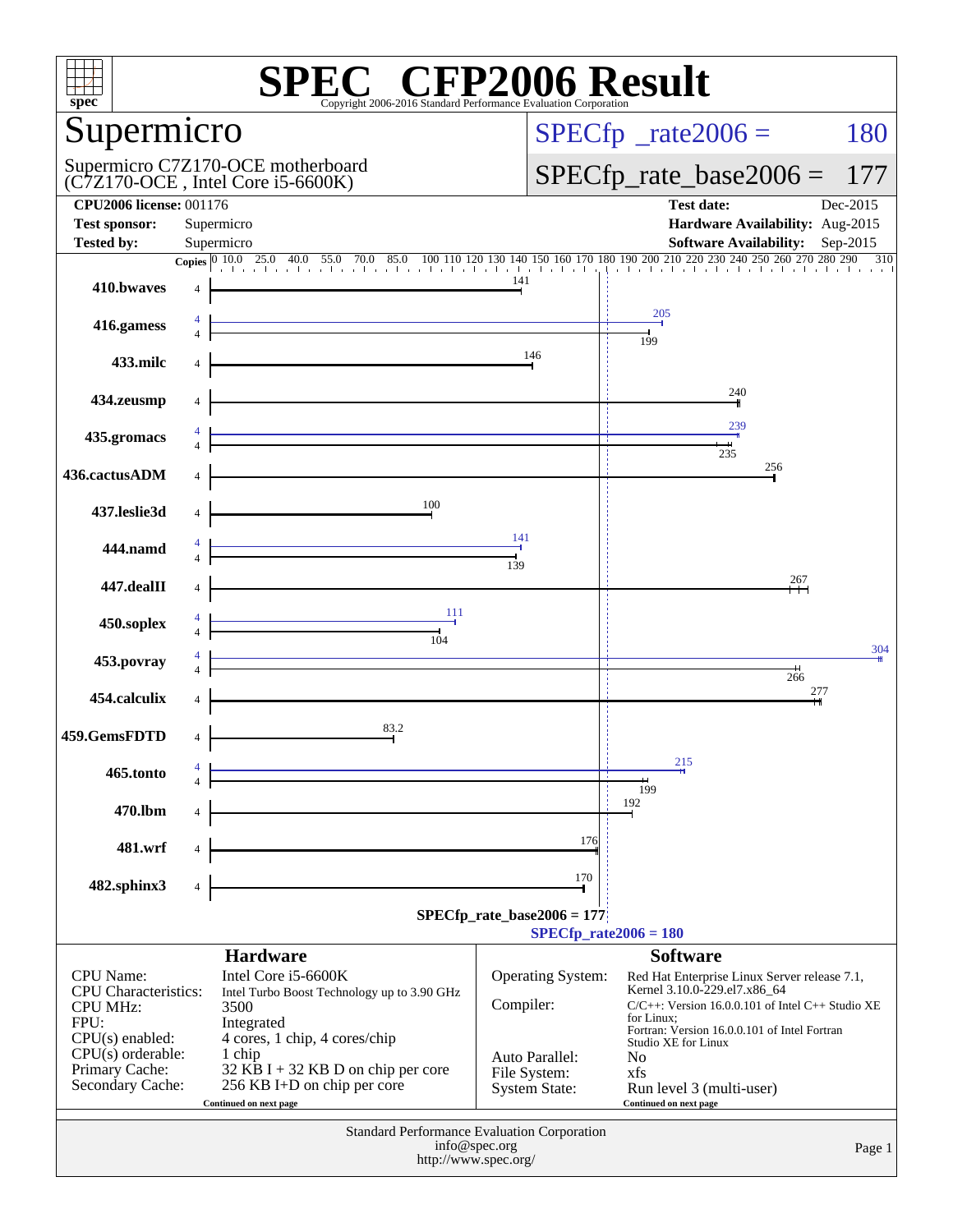# SPEC® CFP2006 Result

Copyright 2006-2016 Standard Performance Evaluation Corporation

## Supermicro

Supermicro C7Z170-OCE motherboard
(C7Z170-OCE , Intel Core i5-6600K)

SPECfp_rate2006 = 180

SPECfp_rate_base2006 = 177

| | | | |
|---|---|---|---|
| **CPU2006 license:** | 001176 | **Test date:** | Dec-2015 |
| **Test sponsor:** | Supermicro | **Hardware Availability:** | Aug-2015 |
| **Tested by:** | Supermicro | **Software Availability:** | Sep-2015 |

| Benchmark | Copies | Base | Peak |
|---|---|---|---|
| 410.bwaves | 4 | 141 | |
| 416.gamess | 4 | 199 | 205 |
| 433.milc | 4 | 146 | |
| 434.zeusmp | 4 | 240 | |
| 435.gromacs | 4 | 235 | 239 |
| 436.cactusADM | 4 | 256 | |
| 437.leslie3d | 4 | 100 | |
| 444.namd | 4 | 139 | 141 |
| 447.dealII | 4 | 267 | |
| 450.soplex | 4 | 104 | 111 |
| 453.povray | 4 | 266 | 304 |
| 454.calculix | 4 | 277 | |
| 459.GemsFDTD | 4 | 83.2 | |
| 465.tonto | 4 | 199 | 215 |
| 470.lbm | 4 | 192 | |
| 481.wrf | 4 | 176 | |
| 482.sphinx3 | 4 | 170 | |

SPECfp_rate_base2006 = 177

SPECfp_rate2006 = 180

### Hardware

| | |
|---|---|
| CPU Name: | Intel Core i5-6600K |
| CPU Characteristics: | Intel Turbo Boost Technology up to 3.90 GHz |
| CPU MHz: | 3500 |
| FPU: | Integrated |
| CPU(s) enabled: | 4 cores, 1 chip, 4 cores/chip |
| CPU(s) orderable: | 1 chip |
| Primary Cache: | 32 KB I + 32 KB D on chip per core |
| Secondary Cache: | 256 KB I+D on chip per core |

Continued on next page

### Software

| | |
|---|---|
| Operating System: | Red Hat Enterprise Linux Server release 7.1, Kernel 3.10.0-229.el7.x86_64 |
| Compiler: | C/C++: Version 16.0.0.101 of Intel C++ Studio XE for Linux; Fortran: Version 16.0.0.101 of Intel Fortran Studio XE for Linux |
| Auto Parallel: | No |
| File System: | xfs |
| System State: | Run level 3 (multi-user) |

Continued on next page

Standard Performance Evaluation Corporation
info@spec.org
http://www.spec.org/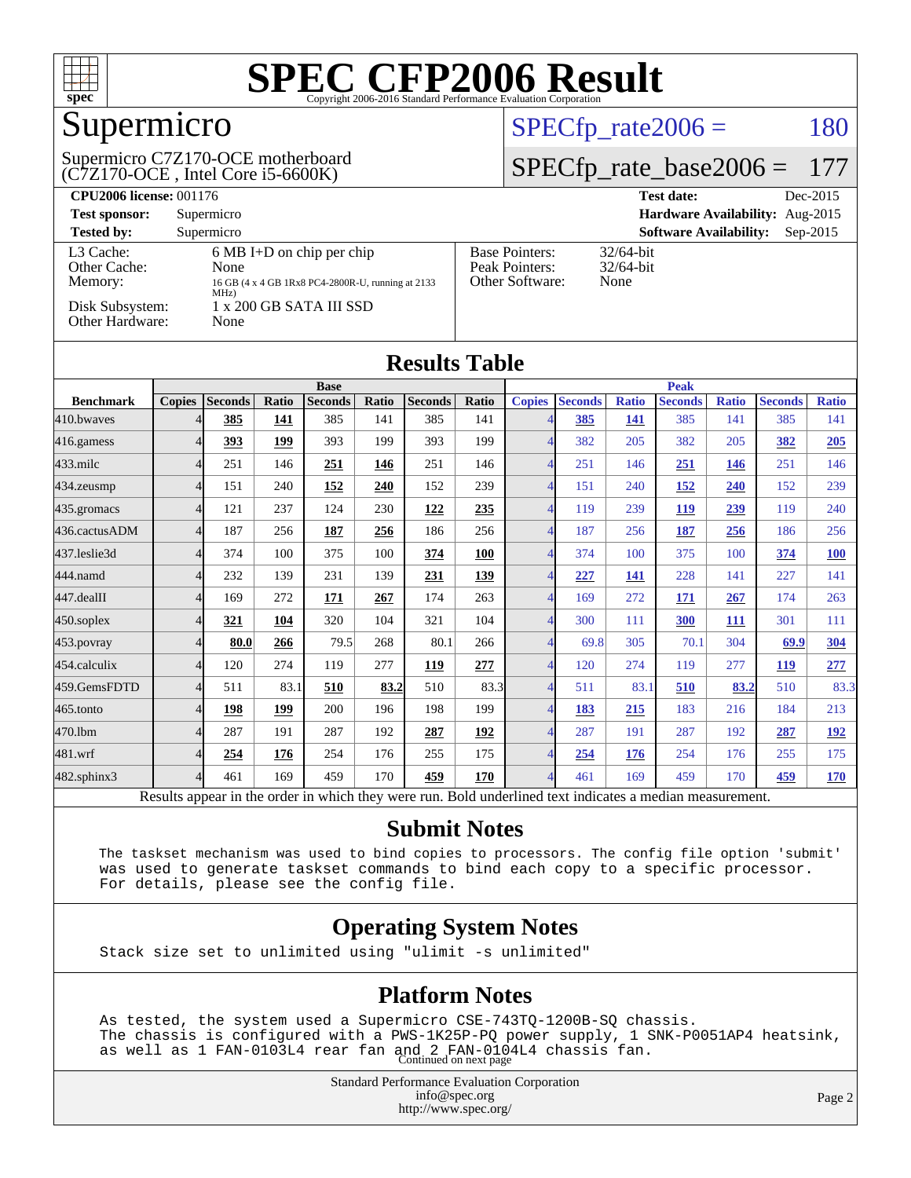# SPEC CFP2006 Result

Copyright 2006-2016 Standard Performance Evaluation Corporation

## Supermicro

Supermicro C7Z170-OCE motherboard (C7Z170-OCE , Intel Core i5-6600K)

SPECfp_rate2006 = 180

SPECfp_rate_base2006 = 177

| | | | |
|---|---|---|---|
| **CPU2006 license:** 001176 | | **Test date:** | Dec-2015 |
| **Test sponsor:** | Supermicro | **Hardware Availability:** | Aug-2015 |
| **Tested by:** | Supermicro | **Software Availability:** | Sep-2015 |

| | |
|---|---|
| L3 Cache: | 6 MB I+D on chip per chip |
| Other Cache: | None |
| Memory: | 16 GB (4 x 4 GB 1Rx8 PC4-2800R-U, running at 2133 MHz) |
| Disk Subsystem: | 1 x 200 GB SATA III SSD |
| Other Hardware: | None |

| | |
|---|---|
| Base Pointers: | 32/64-bit |
| Peak Pointers: | 32/64-bit |
| Other Software: | None |

## Results Table

| | Base | | | | | | | Peak | | | | | | |
|---|---|---|---|---|---|---|---|---|---|---|---|---|---|---|
| **Benchmark** | **Copies** | **Seconds** | **Ratio** | **Seconds** | **Ratio** | **Seconds** | **Ratio** | **Copies** | **Seconds** | **Ratio** | **Seconds** | **Ratio** | **Seconds** | **Ratio** |
| 410.bwaves | 4 | **385** | **141** | 385 | 141 | 385 | 141 | 4 | **385** | **141** | 385 | 141 | 385 | 141 |
| 416.gamess | 4 | **393** | **199** | 393 | 199 | 393 | 199 | 4 | 382 | 205 | 382 | 205 | **382** | **205** |
| 433.milc | 4 | 251 | 146 | **251** | **146** | 251 | 146 | 4 | 251 | 146 | **251** | **146** | 251 | 146 |
| 434.zeusmp | 4 | 151 | 240 | **152** | **240** | 152 | 239 | 4 | 151 | 240 | **152** | **240** | 152 | 239 |
| 435.gromacs | 4 | 121 | 237 | 124 | 230 | **122** | **235** | 4 | 119 | 239 | **119** | **239** | 119 | 240 |
| 436.cactusADM | 4 | 187 | 256 | **187** | **256** | 186 | 256 | 4 | 187 | 256 | **187** | **256** | 186 | 256 |
| 437.leslie3d | 4 | 374 | 100 | 375 | 100 | **374** | **100** | 4 | 374 | 100 | 375 | 100 | **374** | **100** |
| 444.namd | 4 | 232 | 139 | 231 | 139 | **231** | **139** | 4 | **227** | **141** | 228 | 141 | 227 | 141 |
| 447.dealII | 4 | 169 | 272 | **171** | **267** | 174 | 263 | 4 | 169 | 272 | **171** | **267** | 174 | 263 |
| 450.soplex | 4 | **321** | **104** | 320 | 104 | 321 | 104 | 4 | 300 | 111 | **300** | **111** | 301 | 111 |
| 453.povray | 4 | **80.0** | **266** | 79.5 | 268 | 80.1 | 266 | 4 | 69.8 | 305 | 70.1 | 304 | **69.9** | **304** |
| 454.calculix | 4 | 120 | 274 | 119 | 277 | **119** | **277** | 4 | 120 | 274 | 119 | 277 | **119** | **277** |
| 459.GemsFDTD | 4 | 511 | 83.1 | **510** | **83.2** | 510 | 83.3 | 4 | 511 | 83.1 | **510** | **83.2** | 510 | 83.3 |
| 465.tonto | 4 | **198** | **199** | 200 | 196 | 198 | 199 | 4 | **183** | **215** | 183 | 216 | 184 | 213 |
| 470.lbm | 4 | 287 | 191 | 287 | 192 | **287** | **192** | 4 | 287 | 191 | 287 | 192 | **287** | **192** |
| 481.wrf | 4 | **254** | **176** | 254 | 176 | 255 | 175 | 4 | **254** | **176** | 254 | 176 | 255 | 175 |
| 482.sphinx3 | 4 | 461 | 169 | 459 | 170 | **459** | **170** | 4 | 461 | 169 | 459 | 170 | **459** | **170** |

Results appear in the order in which they were run. Bold underlined text indicates a median measurement.

## Submit Notes

```
The taskset mechanism was used to bind copies to processors. The config file option 'submit'
was used to generate taskset commands to bind each copy to a specific processor.
For details, please see the config file.
```

## Operating System Notes

```
Stack size set to unlimited using "ulimit -s unlimited"
```

## Platform Notes

```
As tested, the system used a Supermicro CSE-743TQ-1200B-SQ chassis.
The chassis is configured with a PWS-1K25P-PQ power supply, 1 SNK-P0051AP4 heatsink,
as well as 1 FAN-0103L4 rear fan and 2 FAN-0104L4 chassis fan.
```

Continued on next page

Standard Performance Evaluation Corporation
info@spec.org
http://www.spec.org/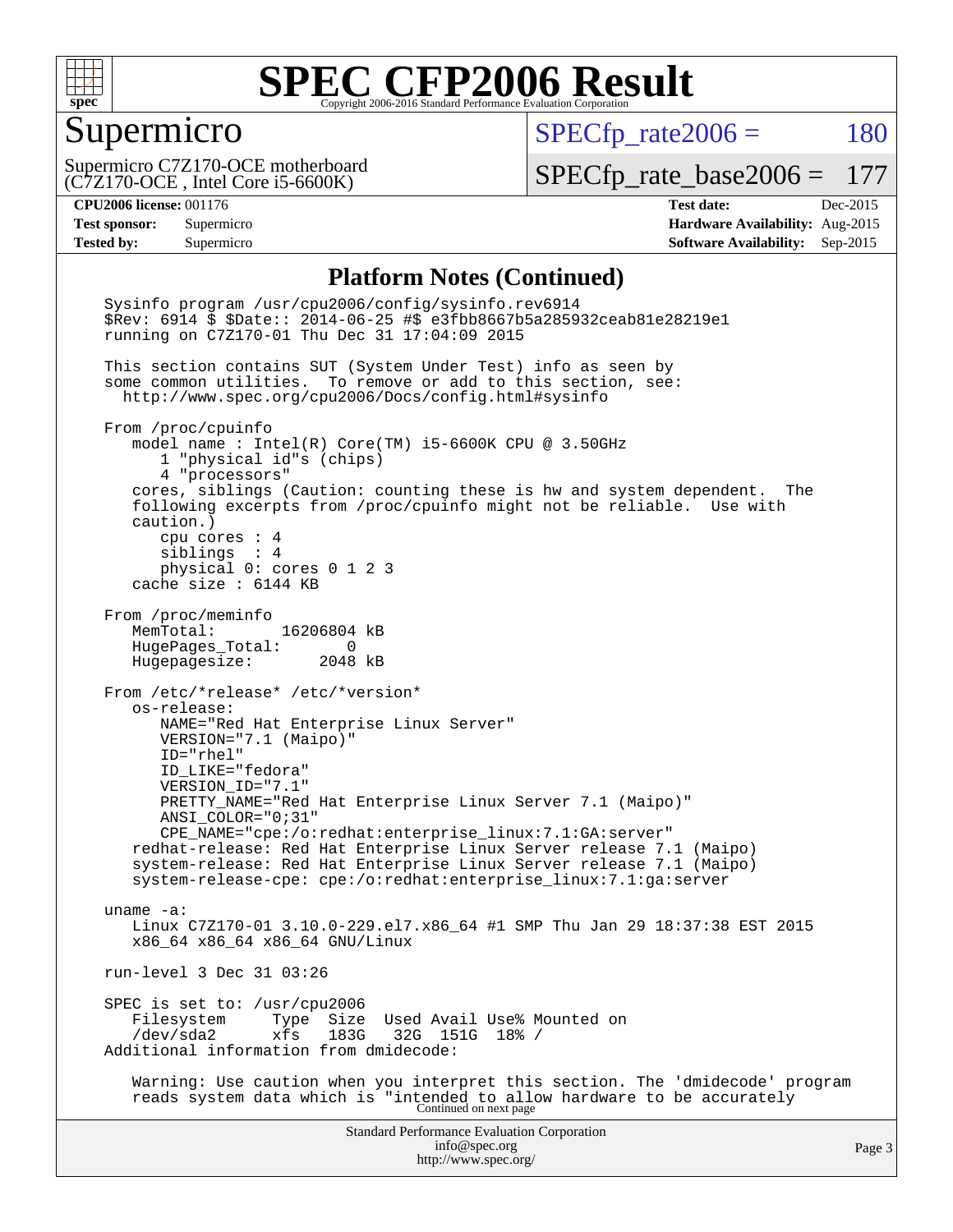# SPEC CFP2006 Result

Copyright 2006-2016 Standard Performance Evaluation Corporation

## Supermicro

Supermicro C7Z170-OCE motherboard
(C7Z170-OCE , Intel Core i5-6600K)

SPECfp_rate2006 = 180

SPECfp_rate_base2006 = 177

**CPU2006 license:** 001176
**Test sponsor:** Supermicro
**Tested by:** Supermicro

**Test date:** Dec-2015
**Hardware Availability:** Aug-2015
**Software Availability:** Sep-2015

### Platform Notes (Continued)

```
Sysinfo program /usr/cpu2006/config/sysinfo.rev6914
$Rev: 6914 $ $Date:: 2014-06-25 #$ e3fbb8667b5a285932ceab81e28219e1
running on C7Z170-01 Thu Dec 31 17:04:09 2015

This section contains SUT (System Under Test) info as seen by
some common utilities.  To remove or add to this section, see:
  http://www.spec.org/cpu2006/Docs/config.html#sysinfo

From /proc/cpuinfo
   model name : Intel(R) Core(TM) i5-6600K CPU @ 3.50GHz
      1 "physical id"s (chips)
      4 "processors"
   cores, siblings (Caution: counting these is hw and system dependent.  The
   following excerpts from /proc/cpuinfo might not be reliable.  Use with
   caution.)
      cpu cores : 4
      siblings  : 4
      physical 0: cores 0 1 2 3
   cache size : 6144 KB

From /proc/meminfo
   MemTotal:       16206804 kB
   HugePages_Total:       0
   Hugepagesize:       2048 kB

From /etc/*release* /etc/*version*
   os-release:
      NAME="Red Hat Enterprise Linux Server"
      VERSION="7.1 (Maipo)"
      ID="rhel"
      ID_LIKE="fedora"
      VERSION_ID="7.1"
      PRETTY_NAME="Red Hat Enterprise Linux Server 7.1 (Maipo)"
      ANSI_COLOR="0;31"
      CPE_NAME="cpe:/o:redhat:enterprise_linux:7.1:GA:server"
   redhat-release: Red Hat Enterprise Linux Server release 7.1 (Maipo)
   system-release: Red Hat Enterprise Linux Server release 7.1 (Maipo)
   system-release-cpe: cpe:/o:redhat:enterprise_linux:7.1:ga:server

uname -a:
   Linux C7Z170-01 3.10.0-229.el7.x86_64 #1 SMP Thu Jan 29 18:37:38 EST 2015
   x86_64 x86_64 x86_64 GNU/Linux

run-level 3 Dec 31 03:26

SPEC is set to: /usr/cpu2006
   Filesystem     Type  Size  Used Avail Use% Mounted on
   /dev/sda2      xfs   183G   32G  151G  18% /
Additional information from dmidecode:

   Warning: Use caution when you interpret this section. The 'dmidecode' program
   reads system data which is "intended to allow hardware to be accurately
```

Continued on next page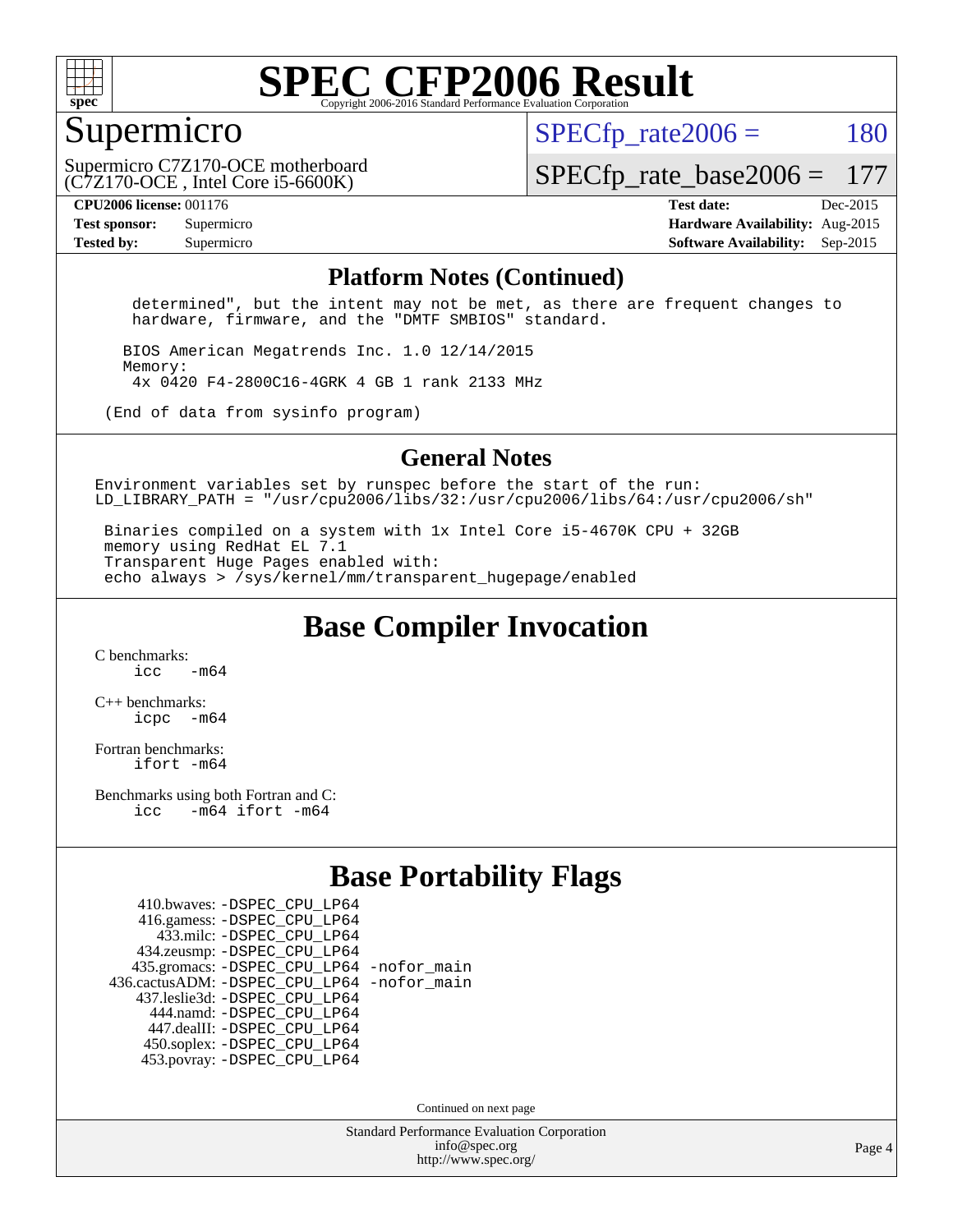# SPEC CFP2006 Result

Copyright 2006-2016 Standard Performance Evaluation Corporation

## Supermicro

Supermicro C7Z170-OCE motherboard
(C7Z170-OCE , Intel Core i5-6600K)

SPECfp_rate2006 = 180

SPECfp_rate_base2006 = 177

**CPU2006 license:** 001176
**Test sponsor:** Supermicro
**Tested by:** Supermicro

**Test date:** Dec-2015
**Hardware Availability:** Aug-2015
**Software Availability:** Sep-2015

## Platform Notes (Continued)

```
   determined", but the intent may not be met, as there are frequent changes to
   hardware, firmware, and the "DMTF SMBIOS" standard.

  BIOS American Megatrends Inc. 1.0 12/14/2015
  Memory:
   4x 0420 F4-2800C16-4GRK 4 GB 1 rank 2133 MHz

(End of data from sysinfo program)
```

## General Notes

```
Environment variables set by runspec before the start of the run:
LD_LIBRARY_PATH = "/usr/cpu2006/libs/32:/usr/cpu2006/libs/64:/usr/cpu2006/sh"

 Binaries compiled on a system with 1x Intel Core i5-4670K CPU + 32GB
 memory using RedHat EL 7.1
 Transparent Huge Pages enabled with:
 echo always > /sys/kernel/mm/transparent_hugepage/enabled
```

## Base Compiler Invocation

C benchmarks:
```
icc   -m64
```

C++ benchmarks:
```
icpc  -m64
```

Fortran benchmarks:
```
ifort -m64
```

Benchmarks using both Fortran and C:
```
icc   -m64 ifort -m64
```

## Base Portability Flags

410.bwaves: -DSPEC_CPU_LP64
416.gamess: -DSPEC_CPU_LP64
433.milc: -DSPEC_CPU_LP64
434.zeusmp: -DSPEC_CPU_LP64
435.gromacs: -DSPEC_CPU_LP64 -nofor_main
436.cactusADM: -DSPEC_CPU_LP64 -nofor_main
437.leslie3d: -DSPEC_CPU_LP64
444.namd: -DSPEC_CPU_LP64
447.dealII: -DSPEC_CPU_LP64
450.soplex: -DSPEC_CPU_LP64
453.povray: -DSPEC_CPU_LP64

Continued on next page

Standard Performance Evaluation Corporation
info@spec.org
http://www.spec.org/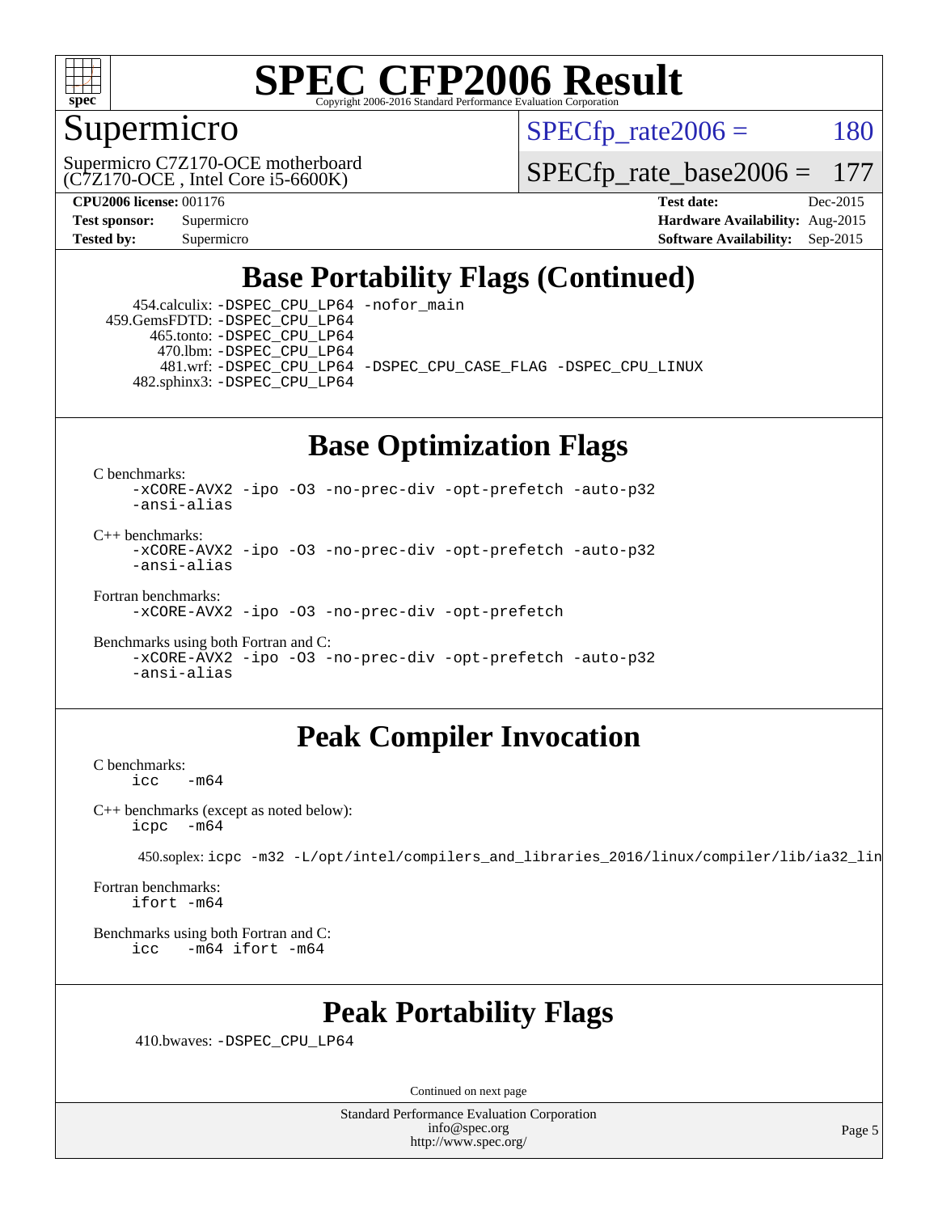Supermicro

Supermicro C7Z170-OCE motherboard
(C7Z170-OCE , Intel Core i5-6600K)

SPECfp_rate2006 = 180

SPECfp_rate_base2006 = 177

**CPU2006 license:** 001176
**Test sponsor:** Supermicro
**Tested by:** Supermicro

**Test date:** Dec-2015
**Hardware Availability:** Aug-2015
**Software Availability:** Sep-2015

## Base Portability Flags (Continued)

454.calculix: -DSPEC_CPU_LP64 -nofor_main
459.GemsFDTD: -DSPEC_CPU_LP64
465.tonto: -DSPEC_CPU_LP64
470.lbm: -DSPEC_CPU_LP64
481.wrf: -DSPEC_CPU_LP64 -DSPEC_CPU_CASE_FLAG -DSPEC_CPU_LINUX
482.sphinx3: -DSPEC_CPU_LP64

## Base Optimization Flags

C benchmarks:
```
-xCORE-AVX2 -ipo -O3 -no-prec-div -opt-prefetch -auto-p32
-ansi-alias
```

C++ benchmarks:
```
-xCORE-AVX2 -ipo -O3 -no-prec-div -opt-prefetch -auto-p32
-ansi-alias
```

Fortran benchmarks:
```
-xCORE-AVX2 -ipo -O3 -no-prec-div -opt-prefetch
```

Benchmarks using both Fortran and C:
```
-xCORE-AVX2 -ipo -O3 -no-prec-div -opt-prefetch -auto-p32
-ansi-alias
```

## Peak Compiler Invocation

C benchmarks:
```
icc   -m64
```

C++ benchmarks (except as noted below):
```
icpc  -m64
```

450.soplex: icpc -m32 -L/opt/intel/compilers_and_libraries_2016/linux/compiler/lib/ia32_lin

Fortran benchmarks:
```
ifort -m64
```

Benchmarks using both Fortran and C:
```
icc   -m64 ifort -m64
```

## Peak Portability Flags

410.bwaves: -DSPEC_CPU_LP64

Continued on next page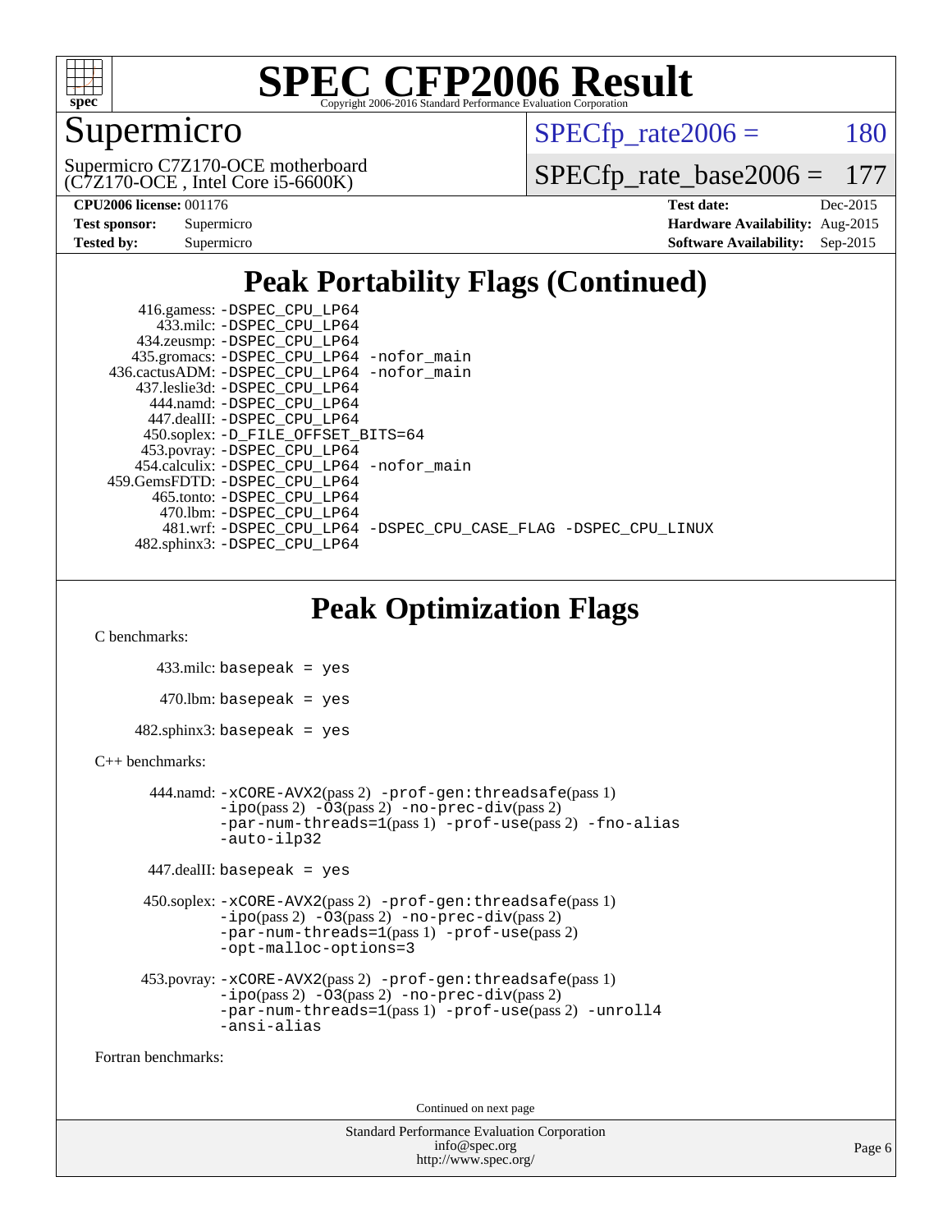# SPEC CFP2006 Result

Copyright 2006-2016 Standard Performance Evaluation Corporation

## Supermicro

Supermicro C7Z170-OCE motherboard
(C7Z170-OCE , Intel Core i5-6600K)

SPECfp_rate2006 = 180

SPECfp_rate_base2006 = 177

| | | | |
|---|---|---|---|
| **CPU2006 license:** 001176 | | **Test date:** | Dec-2015 |
| **Test sponsor:** | Supermicro | **Hardware Availability:** | Aug-2015 |
| **Tested by:** | Supermicro | **Software Availability:** | Sep-2015 |

## Peak Portability Flags (Continued)

```
     416.gamess: -DSPEC_CPU_LP64
       433.milc: -DSPEC_CPU_LP64
     434.zeusmp: -DSPEC_CPU_LP64
    435.gromacs: -DSPEC_CPU_LP64 -nofor_main
 436.cactusADM: -DSPEC_CPU_LP64 -nofor_main
   437.leslie3d: -DSPEC_CPU_LP64
      444.namd: -DSPEC_CPU_LP64
     447.dealII: -DSPEC_CPU_LP64
    450.soplex: -D_FILE_OFFSET_BITS=64
    453.povray: -DSPEC_CPU_LP64
   454.calculix: -DSPEC_CPU_LP64 -nofor_main
 459.GemsFDTD: -DSPEC_CPU_LP64
     465.tonto: -DSPEC_CPU_LP64
       470.lbm: -DSPEC_CPU_LP64
       481.wrf: -DSPEC_CPU_LP64 -DSPEC_CPU_CASE_FLAG -DSPEC_CPU_LINUX
   482.sphinx3: -DSPEC_CPU_LP64
```

## Peak Optimization Flags

C benchmarks:

```
       433.milc: basepeak = yes

        470.lbm: basepeak = yes

    482.sphinx3: basepeak = yes
```

C++ benchmarks:

```
       444.namd: -xCORE-AVX2(pass 2) -prof-gen:threadsafe(pass 1)
                 -ipo(pass 2) -O3(pass 2) -no-prec-div(pass 2)
                 -par-num-threads=1(pass 1) -prof-use(pass 2) -fno-alias
                 -auto-ilp32

     447.dealII: basepeak = yes

     450.soplex: -xCORE-AVX2(pass 2) -prof-gen:threadsafe(pass 1)
                 -ipo(pass 2) -O3(pass 2) -no-prec-div(pass 2)
                 -par-num-threads=1(pass 1) -prof-use(pass 2)
                 -opt-malloc-options=3

     453.povray: -xCORE-AVX2(pass 2) -prof-gen:threadsafe(pass 1)
                 -ipo(pass 2) -O3(pass 2) -no-prec-div(pass 2)
                 -par-num-threads=1(pass 1) -prof-use(pass 2) -unroll4
                 -ansi-alias
```

Fortran benchmarks:

Continued on next page

Standard Performance Evaluation Corporation
info@spec.org
http://www.spec.org/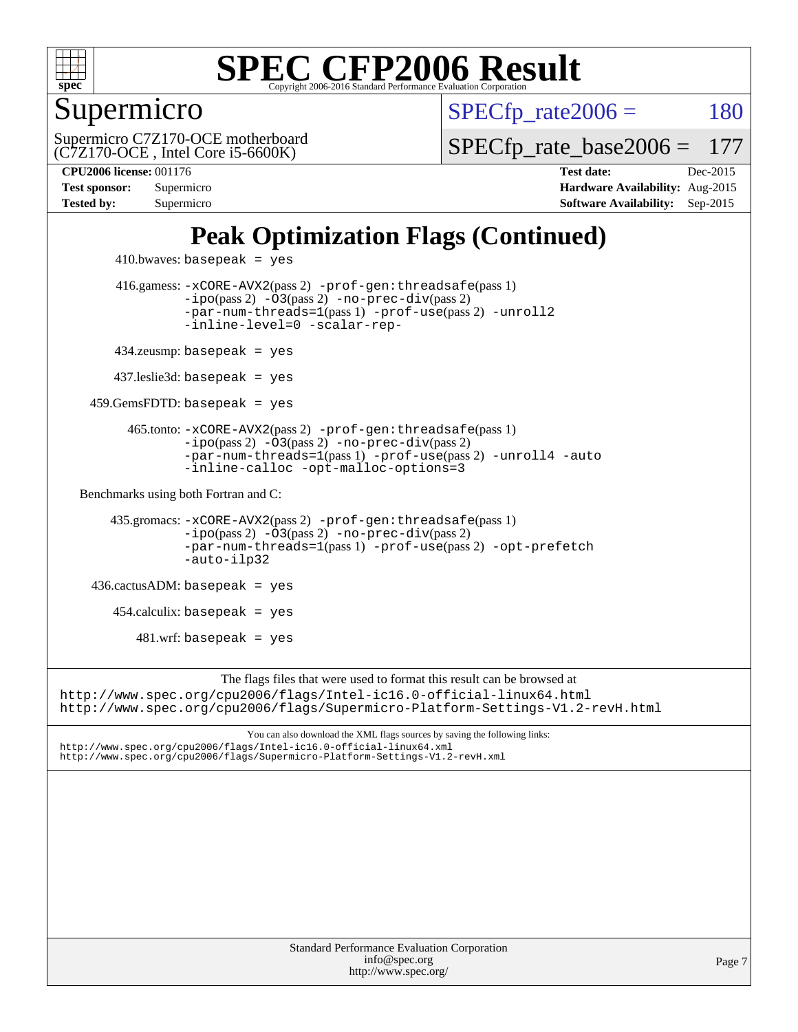# SPEC CFP2006 Result

Copyright 2006-2016 Standard Performance Evaluation Corporation

## Supermicro

Supermicro C7Z170-OCE motherboard
(C7Z170-OCE , Intel Core i5-6600K)

SPECfp_rate2006 = 180

SPECfp_rate_base2006 = 177

**CPU2006 license:** 001176
**Test sponsor:** Supermicro
**Tested by:** Supermicro

**Test date:** Dec-2015
**Hardware Availability:** Aug-2015
**Software Availability:** Sep-2015

## Peak Optimization Flags (Continued)

410.bwaves: `basepeak = yes`

416.gamess: `-xCORE-AVX2`(pass 2) `-prof-gen:threadsafe`(pass 1) `-ipo`(pass 2) `-O3`(pass 2) `-no-prec-div`(pass 2) `-par-num-threads=1`(pass 1) `-prof-use`(pass 2) `-unroll2` `-inline-level=0` `-scalar-rep-`

434.zeusmp: `basepeak = yes`

437.leslie3d: `basepeak = yes`

459.GemsFDTD: `basepeak = yes`

465.tonto: `-xCORE-AVX2`(pass 2) `-prof-gen:threadsafe`(pass 1) `-ipo`(pass 2) `-O3`(pass 2) `-no-prec-div`(pass 2) `-par-num-threads=1`(pass 1) `-prof-use`(pass 2) `-unroll4` `-auto` `-inline-calloc` `-opt-malloc-options=3`

Benchmarks using both Fortran and C:

435.gromacs: `-xCORE-AVX2`(pass 2) `-prof-gen:threadsafe`(pass 1) `-ipo`(pass 2) `-O3`(pass 2) `-no-prec-div`(pass 2) `-par-num-threads=1`(pass 1) `-prof-use`(pass 2) `-opt-prefetch` `-auto-ilp32`

436.cactusADM: `basepeak = yes`

454.calculix: `basepeak = yes`

481.wrf: `basepeak = yes`

The flags files that were used to format this result can be browsed at
http://www.spec.org/cpu2006/flags/Intel-ic16.0-official-linux64.html
http://www.spec.org/cpu2006/flags/Supermicro-Platform-Settings-V1.2-revH.html

You can also download the XML flags sources by saving the following links:
http://www.spec.org/cpu2006/flags/Intel-ic16.0-official-linux64.xml
http://www.spec.org/cpu2006/flags/Supermicro-Platform-Settings-V1.2-revH.xml

Standard Performance Evaluation Corporation
info@spec.org
http://www.spec.org/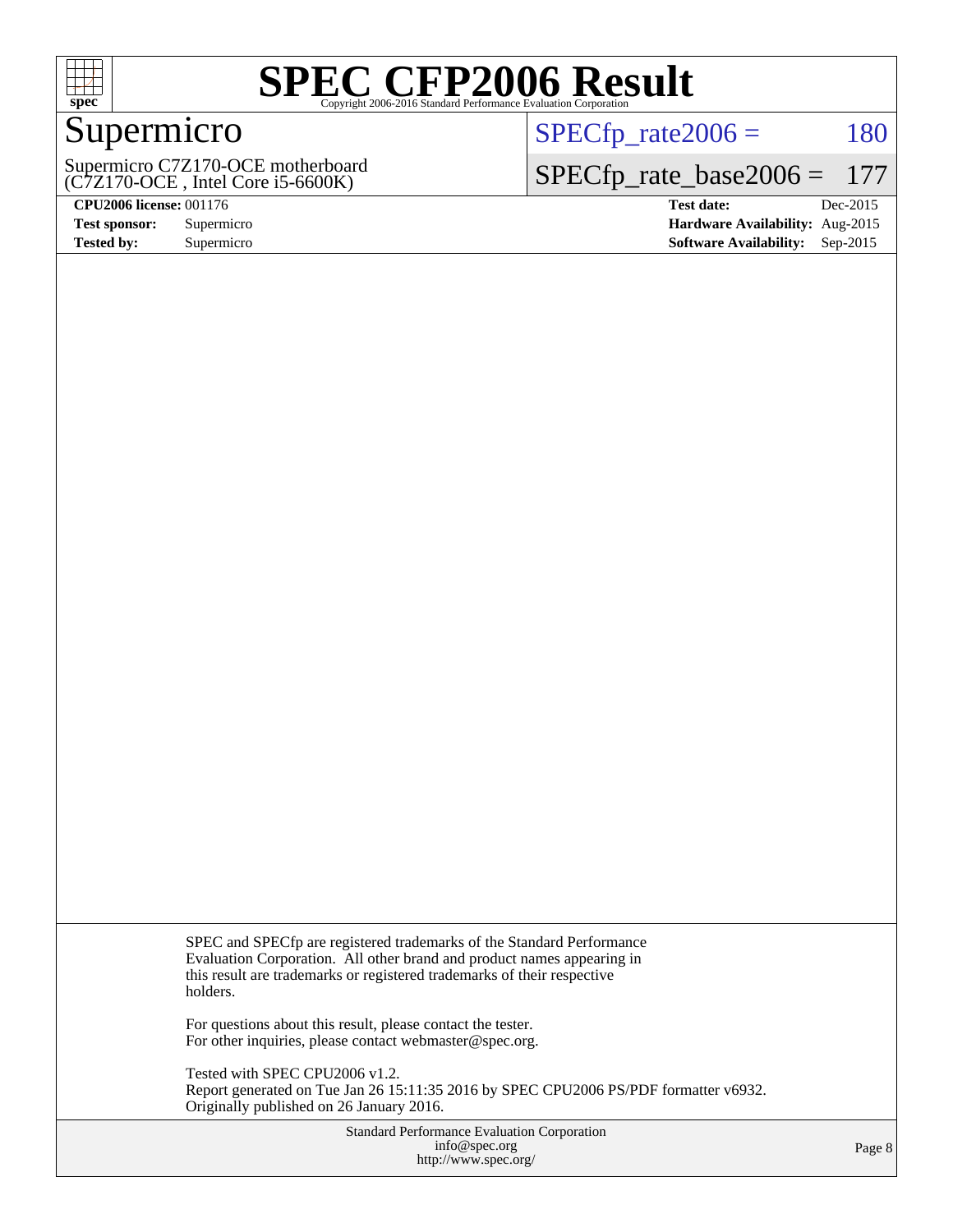SPEC and SPECfp are registered trademarks of the Standard Performance Evaluation Corporation. All other brand and product names appearing in this result are trademarks or registered trademarks of their respective holders.

For questions about this result, please contact the tester.
For other inquiries, please contact webmaster@spec.org.

Tested with SPEC CPU2006 v1.2.
Report generated on Tue Jan 26 15:11:35 2016 by SPEC CPU2006 PS/PDF formatter v6932.
Originally published on 26 January 2016.